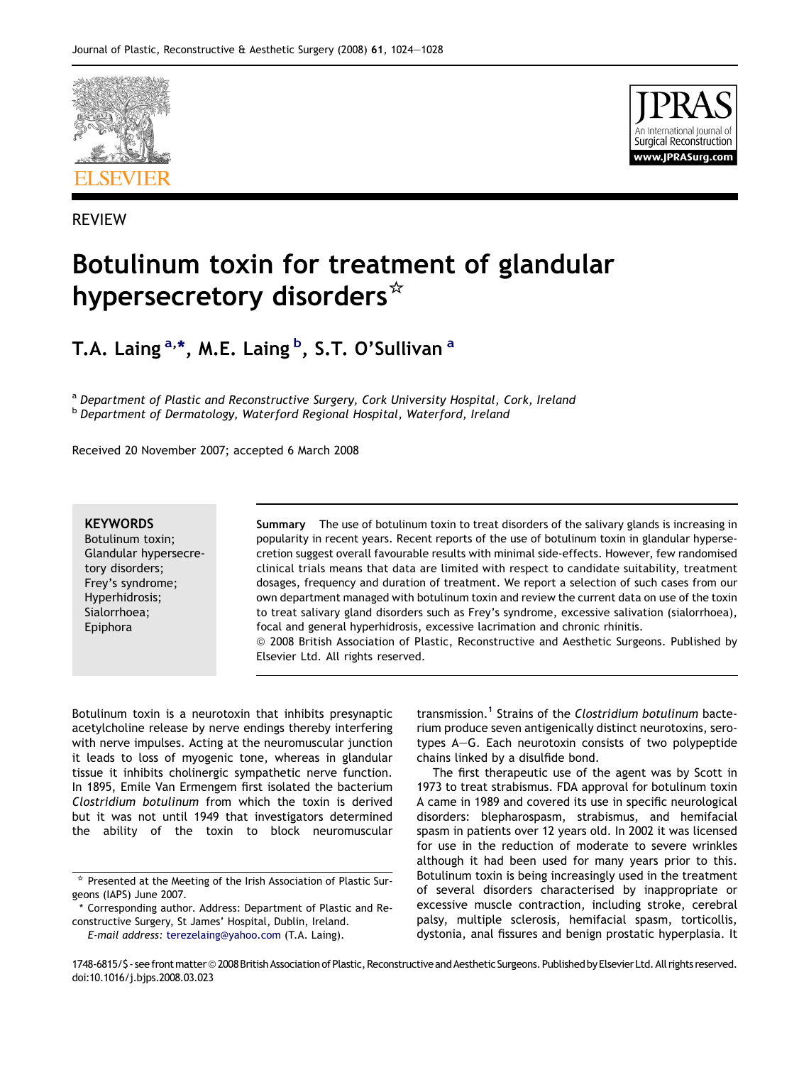REVIEW

# Botulinum toxin for treatment of glandular hypersecretory disorders[☆]

**T.A. Laing [a,*], M.E. Laing [b], S.T. O'Sullivan [a]**

[a] *Department of Plastic and Reconstructive Surgery, Cork University Hospital, Cork, Ireland*
[b] *Department of Dermatology, Waterford Regional Hospital, Waterford, Ireland*

Received 20 November 2007; accepted 6 March 2008

**KEYWORDS**
Botulinum toxin;
Glandular hypersecretory disorders;
Frey's syndrome;
Hyperhidrosis;
Sialorrhoea;
Epiphora

**Summary** The use of botulinum toxin to treat disorders of the salivary glands is increasing in popularity in recent years. Recent reports of the use of botulinum toxin in glandular hypersecretion suggest overall favourable results with minimal side-effects. However, few randomised clinical trials means that data are limited with respect to candidate suitability, treatment dosages, frequency and duration of treatment. We report a selection of such cases from our own department managed with botulinum toxin and review the current data on use of the toxin to treat salivary gland disorders such as Frey's syndrome, excessive salivation (sialorrhoea), focal and general hyperhidrosis, excessive lacrimation and chronic rhinitis.
© 2008 British Association of Plastic, Reconstructive and Aesthetic Surgeons. Published by Elsevier Ltd. All rights reserved.

Botulinum toxin is a neurotoxin that inhibits presynaptic acetylcholine release by nerve endings thereby interfering with nerve impulses. Acting at the neuromuscular junction it leads to loss of myogenic tone, whereas in glandular tissue it inhibits cholinergic sympathetic nerve function. In 1895, Emile Van Ermengem first isolated the bacterium *Clostridium botulinum* from which the toxin is derived but it was not until 1949 that investigators determined the ability of the toxin to block neuromuscular transmission.[1] Strains of the *Clostridium botulinum* bacterium produce seven antigenically distinct neurotoxins, serotypes A–G. Each neurotoxin consists of two polypeptide chains linked by a disulfide bond.

The first therapeutic use of the agent was by Scott in 1973 to treat strabismus. FDA approval for botulinum toxin A came in 1989 and covered its use in specific neurological disorders: blepharospasm, strabismus, and hemifacial spasm in patients over 12 years old. In 2002 it was licensed for use in the reduction of moderate to severe wrinkles although it had been used for many years prior to this. Botulinum toxin is being increasingly used in the treatment of several disorders characterised by inappropriate or excessive muscle contraction, including stroke, cerebral palsy, multiple sclerosis, hemifacial spasm, torticollis, dystonia, anal fissures and benign prostatic hyperplasia. It

[☆] Presented at the Meeting of the Irish Association of Plastic Surgeons (IAPS) June 2007.
[*] Corresponding author. Address: Department of Plastic and Reconstructive Surgery, St James' Hospital, Dublin, Ireland.
*E-mail address:* terezelaing@yahoo.com (T.A. Laing).

1748-6815/$ - see front matter © 2008 British Association of Plastic, Reconstructive and Aesthetic Surgeons. Published by Elsevier Ltd. All rights reserved.
doi:10.1016/j.bjps.2008.03.023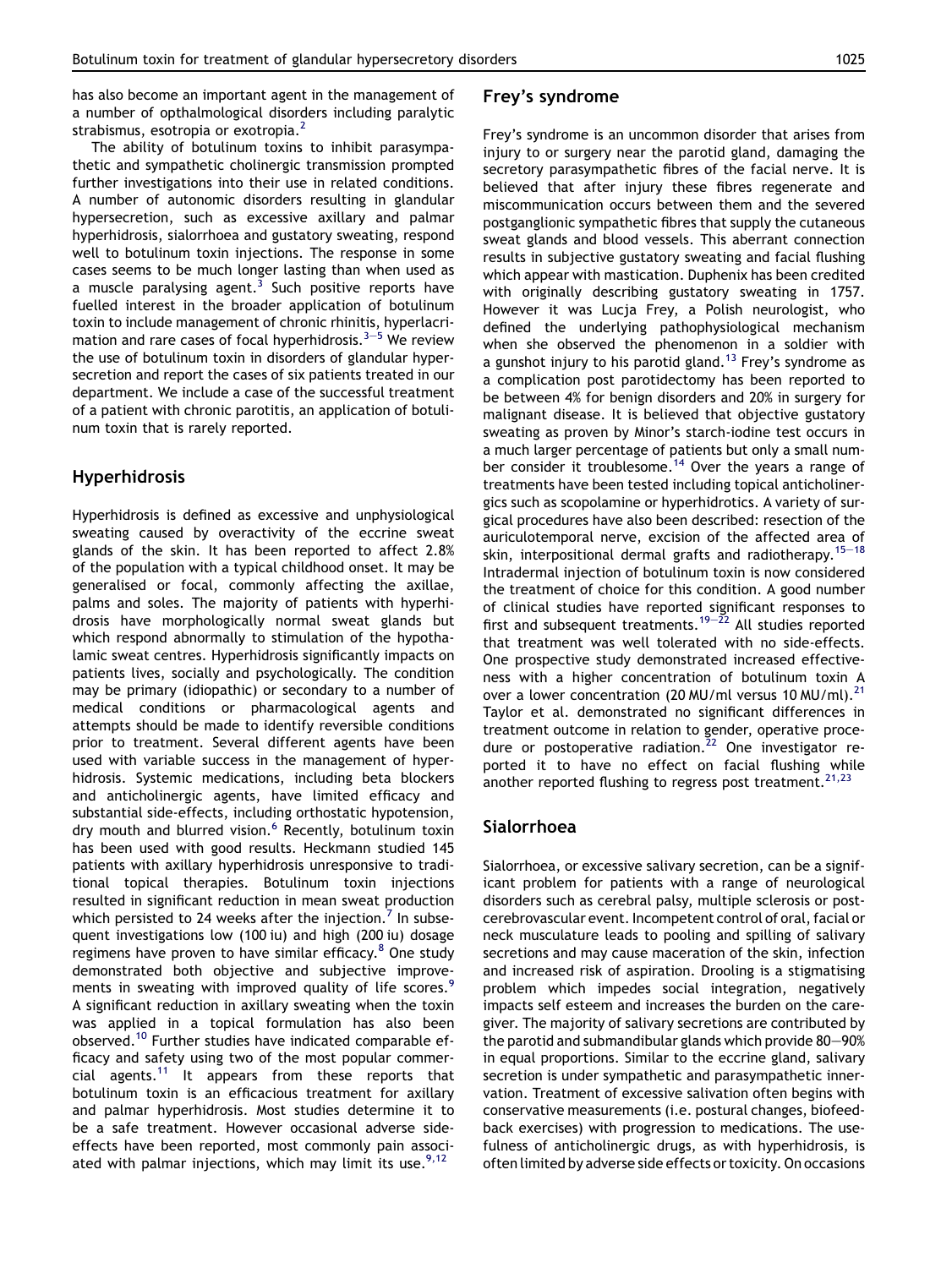has also become an important agent in the management of a number of opthalmological disorders including paralytic strabismus, esotropia or exotropia.[2]

The ability of botulinum toxins to inhibit parasympathetic and sympathetic cholinergic transmission prompted further investigations into their use in related conditions. A number of autonomic disorders resulting in glandular hypersecretion, such as excessive axillary and palmar hyperhidrosis, sialorrhoea and gustatory sweating, respond well to botulinum toxin injections. The response in some cases seems to be much longer lasting than when used as a muscle paralysing agent.[3] Such positive reports have fuelled interest in the broader application of botulinum toxin to include management of chronic rhinitis, hyperlacrimation and rare cases of focal hyperhidrosis.[3–5] We review the use of botulinum toxin in disorders of glandular hypersecretion and report the cases of six patients treated in our department. We include a case of the successful treatment of a patient with chronic parotitis, an application of botulinum toxin that is rarely reported.

## Hyperhidrosis

Hyperhidrosis is defined as excessive and unphysiological sweating caused by overactivity of the eccrine sweat glands of the skin. It has been reported to affect 2.8% of the population with a typical childhood onset. It may be generalised or focal, commonly affecting the axillae, palms and soles. The majority of patients with hyperhidrosis have morphologically normal sweat glands but which respond abnormally to stimulation of the hypothalamic sweat centres. Hyperhidrosis significantly impacts on patients lives, socially and psychologically. The condition may be primary (idiopathic) or secondary to a number of medical conditions or pharmacological agents and attempts should be made to identify reversible conditions prior to treatment. Several different agents have been used with variable success in the management of hyperhidrosis. Systemic medications, including beta blockers and anticholinergic agents, have limited efficacy and substantial side-effects, including orthostatic hypotension, dry mouth and blurred vision.[6] Recently, botulinum toxin has been used with good results. Heckmann studied 145 patients with axillary hyperhidrosis unresponsive to traditional topical therapies. Botulinum toxin injections resulted in significant reduction in mean sweat production which persisted to 24 weeks after the injection.[7] In subsequent investigations low (100 iu) and high (200 iu) dosage regimens have proven to have similar efficacy.[8] One study demonstrated both objective and subjective improvements in sweating with improved quality of life scores.[9] A significant reduction in axillary sweating when the toxin was applied in a topical formulation has also been observed.[10] Further studies have indicated comparable efficacy and safety using two of the most popular commercial agents.[11] It appears from these reports that botulinum toxin is an efficacious treatment for axillary and palmar hyperhidrosis. Most studies determine it to be a safe treatment. However occasional adverse side-effects have been reported, most commonly pain associated with palmar injections, which may limit its use.[9,12]

## Frey's syndrome

Frey's syndrome is an uncommon disorder that arises from injury to or surgery near the parotid gland, damaging the secretory parasympathetic fibres of the facial nerve. It is believed that after injury these fibres regenerate and miscommunication occurs between them and the severed postganglionic sympathetic fibres that supply the cutaneous sweat glands and blood vessels. This aberrant connection results in subjective gustatory sweating and facial flushing which appear with mastication. Duphenix has been credited with originally describing gustatory sweating in 1757. However it was Lucja Frey, a Polish neurologist, who defined the underlying pathophysiological mechanism when she observed the phenomenon in a soldier with a gunshot injury to his parotid gland.[13] Frey's syndrome as a complication post parotidectomy has been reported to be between 4% for benign disorders and 20% in surgery for malignant disease. It is believed that objective gustatory sweating as proven by Minor's starch-iodine test occurs in a much larger percentage of patients but only a small number consider it troublesome.[14] Over the years a range of treatments have been tested including topical anticholinergics such as scopolamine or hyperhidrotics. A variety of surgical procedures have also been described: resection of the auriculotemporal nerve, excision of the affected area of skin, interpositional dermal grafts and radiotherapy.[15–18] Intradermal injection of botulinum toxin is now considered the treatment of choice for this condition. A good number of clinical studies have reported significant responses to first and subsequent treatments.[19–22] All studies reported that treatment was well tolerated with no side-effects. One prospective study demonstrated increased effectiveness with a higher concentration of botulinum toxin A over a lower concentration (20 MU/ml versus 10 MU/ml).[21] Taylor et al. demonstrated no significant differences in treatment outcome in relation to gender, operative procedure or postoperative radiation.[22] One investigator reported it to have no effect on facial flushing while another reported flushing to regress post treatment.[21,23]

## Sialorrhoea

Sialorrhoea, or excessive salivary secretion, can be a significant problem for patients with a range of neurological disorders such as cerebral palsy, multiple sclerosis or post-cerebrovascular event. Incompetent control of oral, facial or neck musculature leads to pooling and spilling of salivary secretions and may cause maceration of the skin, infection and increased risk of aspiration. Drooling is a stigmatising problem which impedes social integration, negatively impacts self esteem and increases the burden on the caregiver. The majority of salivary secretions are contributed by the parotid and submandibular glands which provide 80–90% in equal proportions. Similar to the eccrine gland, salivary secretion is under sympathetic and parasympathetic innervation. Treatment of excessive salivation often begins with conservative measurements (i.e. postural changes, biofeedback exercises) with progression to medications. The usefulness of anticholinergic drugs, as with hyperhidrosis, is often limited by adverse side effects or toxicity. On occasions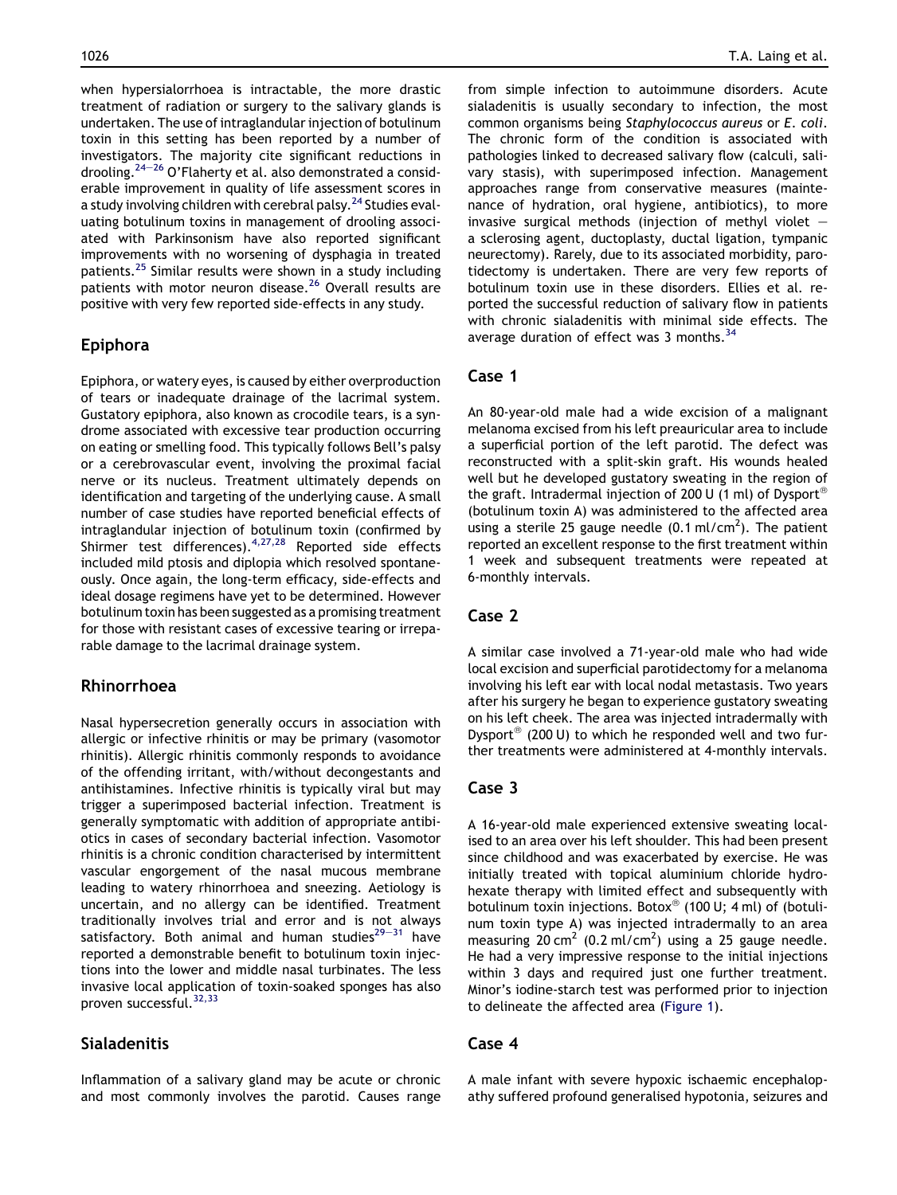when hypersialorrhoea is intractable, the more drastic treatment of radiation or surgery to the salivary glands is undertaken. The use of intraglandular injection of botulinum toxin in this setting has been reported by a number of investigators. The majority cite significant reductions in drooling.[24–26] O'Flaherty et al. also demonstrated a considerable improvement in quality of life assessment scores in a study involving children with cerebral palsy.[24] Studies evaluating botulinum toxins in management of drooling associated with Parkinsonism have also reported significant improvements with no worsening of dysphagia in treated patients.[25] Similar results were shown in a study including patients with motor neuron disease.[26] Overall results are positive with very few reported side-effects in any study.

## Epiphora

Epiphora, or watery eyes, is caused by either overproduction of tears or inadequate drainage of the lacrimal system. Gustatory epiphora, also known as crocodile tears, is a syndrome associated with excessive tear production occurring on eating or smelling food. This typically follows Bell's palsy or a cerebrovascular event, involving the proximal facial nerve or its nucleus. Treatment ultimately depends on identification and targeting of the underlying cause. A small number of case studies have reported beneficial effects of intraglandular injection of botulinum toxin (confirmed by Shirmer test differences).[4,27,28] Reported side effects included mild ptosis and diplopia which resolved spontaneously. Once again, the long-term efficacy, side-effects and ideal dosage regimens have yet to be determined. However botulinum toxin has been suggested as a promising treatment for those with resistant cases of excessive tearing or irreparable damage to the lacrimal drainage system.

## Rhinorrhoea

Nasal hypersecretion generally occurs in association with allergic or infective rhinitis or may be primary (vasomotor rhinitis). Allergic rhinitis commonly responds to avoidance of the offending irritant, with/without decongestants and antihistamines. Infective rhinitis is typically viral but may trigger a superimposed bacterial infection. Treatment is generally symptomatic with addition of appropriate antibiotics in cases of secondary bacterial infection. Vasomotor rhinitis is a chronic condition characterised by intermittent vascular engorgement of the nasal mucous membrane leading to watery rhinorrhoea and sneezing. Aetiology is uncertain, and no allergy can be identified. Treatment traditionally involves trial and error and is not always satisfactory. Both animal and human studies[29–31] have reported a demonstrable benefit to botulinum toxin injections into the lower and middle nasal turbinates. The less invasive local application of toxin-soaked sponges has also proven successful.[32,33]

## Sialadenitis

Inflammation of a salivary gland may be acute or chronic and most commonly involves the parotid. Causes range from simple infection to autoimmune disorders. Acute sialadenitis is usually secondary to infection, the most common organisms being *Staphylococcus aureus* or *E. coli*. The chronic form of the condition is associated with pathologies linked to decreased salivary flow (calculi, salivary stasis), with superimposed infection. Management approaches range from conservative measures (maintenance of hydration, oral hygiene, antibiotics), to more invasive surgical methods (injection of methyl violet – a sclerosing agent, ductoplasty, ductal ligation, tympanic neurectomy). Rarely, due to its associated morbidity, parotidectomy is undertaken. There are very few reports of botulinum toxin use in these disorders. Ellies et al. reported the successful reduction of salivary flow in patients with chronic sialadenitis with minimal side effects. The average duration of effect was 3 months.[34]

## Case 1

An 80-year-old male had a wide excision of a malignant melanoma excised from his left preauricular area to include a superficial portion of the left parotid. The defect was reconstructed with a split-skin graft. His wounds healed well but he developed gustatory sweating in the region of the graft. Intradermal injection of 200 U (1 ml) of Dysport® (botulinum toxin A) was administered to the affected area using a sterile 25 gauge needle (0.1 ml/cm$^2$). The patient reported an excellent response to the first treatment within 1 week and subsequent treatments were repeated at 6-monthly intervals.

## Case 2

A similar case involved a 71-year-old male who had wide local excision and superficial parotidectomy for a melanoma involving his left ear with local nodal metastasis. Two years after his surgery he began to experience gustatory sweating on his left cheek. The area was injected intradermally with Dysport® (200 U) to which he responded well and two further treatments were administered at 4-monthly intervals.

## Case 3

A 16-year-old male experienced extensive sweating localised to an area over his left shoulder. This had been present since childhood and was exacerbated by exercise. He was initially treated with topical aluminium chloride hydrohexate therapy with limited effect and subsequently with botulinum toxin injections. Botox® (100 U; 4 ml) of (botulinum toxin type A) was injected intradermally to an area measuring 20 cm$^2$ (0.2 ml/cm$^2$) using a 25 gauge needle. He had a very impressive response to the initial injections within 3 days and required just one further treatment. Minor's iodine-starch test was performed prior to injection to delineate the affected area (Figure 1).

## Case 4

A male infant with severe hypoxic ischaemic encephalopathy suffered profound generalised hypotonia, seizures and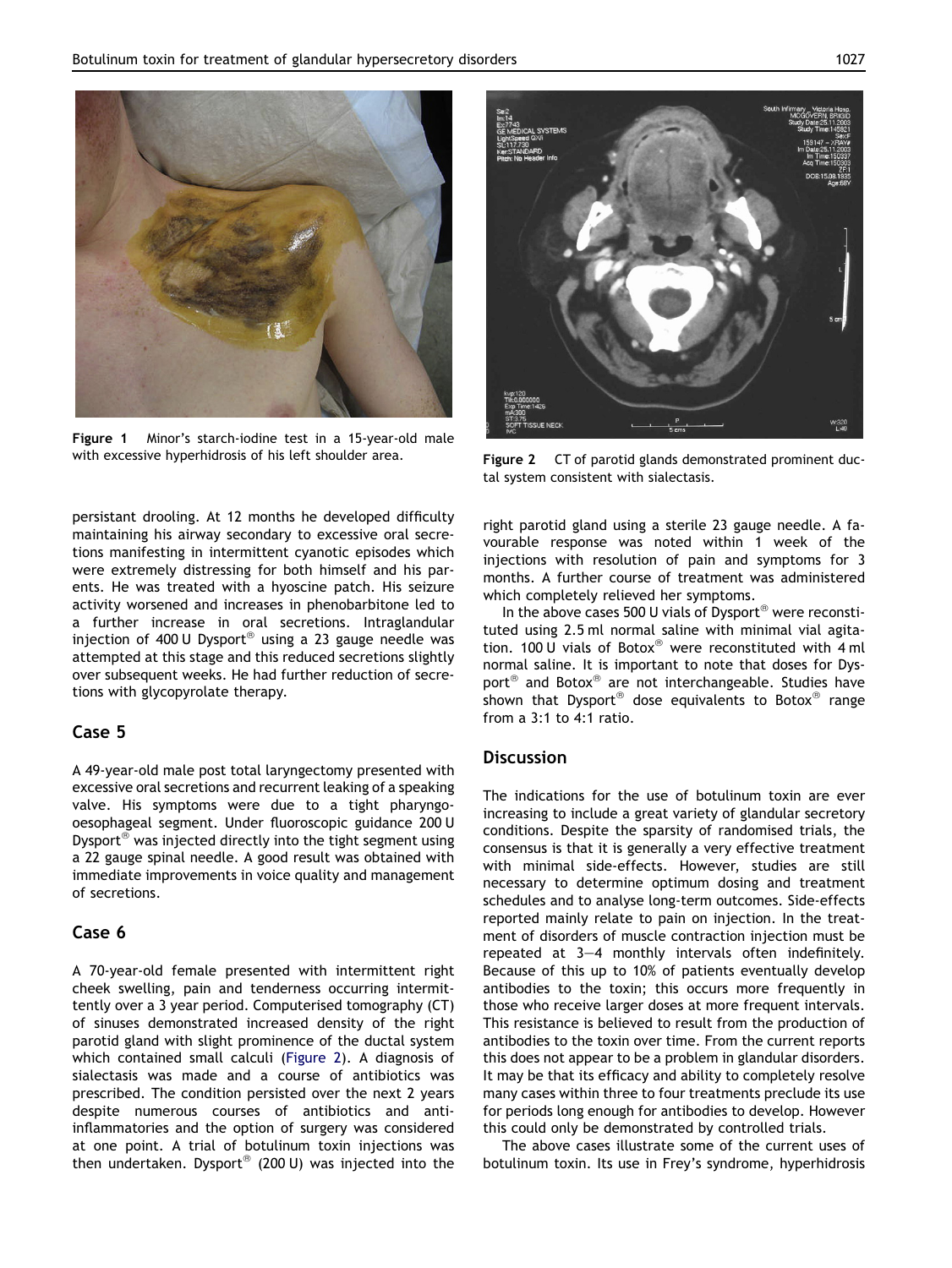Figure 1 Minor's starch-iodine test in a 15-year-old male with excessive hyperhidrosis of his left shoulder area.

Figure 2 CT of parotid glands demonstrated prominent ductal system consistent with sialectasis.

persistant drooling. At 12 months he developed difficulty maintaining his airway secondary to excessive oral secretions manifesting in intermittent cyanotic episodes which were extremely distressing for both himself and his parents. He was treated with a hyoscine patch. His seizure activity worsened and increases in phenobarbitone led to a further increase in oral secretions. Intraglandular injection of 400 U Dysport® using a 23 gauge needle was attempted at this stage and this reduced secretions slightly over subsequent weeks. He had further reduction of secretions with glycopyrolate therapy.

## Case 5

A 49-year-old male post total laryngectomy presented with excessive oral secretions and recurrent leaking of a speaking valve. His symptoms were due to a tight pharyngo-oesophageal segment. Under fluoroscopic guidance 200 U Dysport® was injected directly into the tight segment using a 22 gauge spinal needle. A good result was obtained with immediate improvements in voice quality and management of secretions.

## Case 6

A 70-year-old female presented with intermittent right cheek swelling, pain and tenderness occurring intermittently over a 3 year period. Computerised tomography (CT) of sinuses demonstrated increased density of the right parotid gland with slight prominence of the ductal system which contained small calculi (Figure 2). A diagnosis of sialectasis was made and a course of antibiotics was prescribed. The condition persisted over the next 2 years despite numerous courses of antibiotics and anti-inflammatories and the option of surgery was considered at one point. A trial of botulinum toxin injections was then undertaken. Dysport® (200 U) was injected into the right parotid gland using a sterile 23 gauge needle. A favourable response was noted within 1 week of the injections with resolution of pain and symptoms for 3 months. A further course of treatment was administered which completely relieved her symptoms.

In the above cases 500 U vials of Dysport® were reconstituted using 2.5 ml normal saline with minimal vial agitation. 100 U vials of Botox® were reconstituted with 4 ml normal saline. It is important to note that doses for Dysport® and Botox® are not interchangeable. Studies have shown that Dysport® dose equivalents to Botox® range from a 3:1 to 4:1 ratio.

## Discussion

The indications for the use of botulinum toxin are ever increasing to include a great variety of glandular secretory conditions. Despite the sparsity of randomised trials, the consensus is that it is generally a very effective treatment with minimal side-effects. However, studies are still necessary to determine optimum dosing and treatment schedules and to analyse long-term outcomes. Side-effects reported mainly relate to pain on injection. In the treatment of disorders of muscle contraction injection must be repeated at 3–4 monthly intervals often indefinitely. Because of this up to 10% of patients eventually develop antibodies to the toxin; this occurs more frequently in those who receive larger doses at more frequent intervals. This resistance is believed to result from the production of antibodies to the toxin over time. From the current reports this does not appear to be a problem in glandular disorders. It may be that its efficacy and ability to completely resolve many cases within three to four treatments preclude its use for periods long enough for antibodies to develop. However this could only be demonstrated by controlled trials.

The above cases illustrate some of the current uses of botulinum toxin. Its use in Frey's syndrome, hyperhidrosis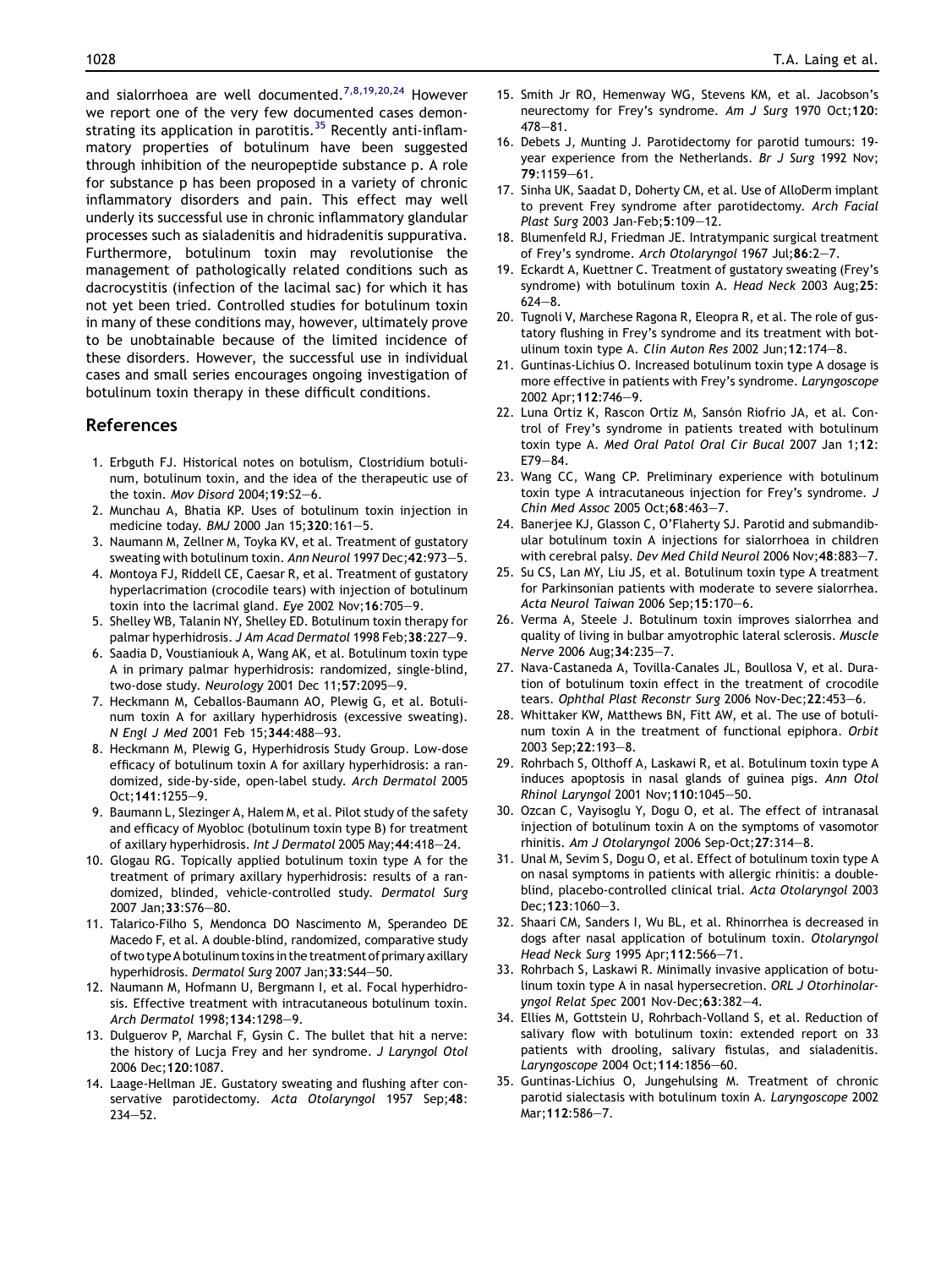and sialorrhoea are well documented.[7,8,19,20,24] However we report one of the very few documented cases demonstrating its application in parotitis.[35] Recently anti-inflammatory properties of botulinum have been suggested through inhibition of the neuropeptide substance p. A role for substance p has been proposed in a variety of chronic inflammatory disorders and pain. This effect may well underly its successful use in chronic inflammatory glandular processes such as sialadenitis and hidradenitis suppurativa. Furthermore, botulinum toxin may revolutionise the management of pathologically related conditions such as dacrocystitis (infection of the lacimal sac) for which it has not yet been tried. Controlled studies for botulinum toxin in many of these conditions may, however, ultimately prove to be unobtainable because of the limited incidence of these disorders. However, the successful use in individual cases and small series encourages ongoing investigation of botulinum toxin therapy in these difficult conditions.

## References

1. Erbguth FJ. Historical notes on botulism, Clostridium botulinum, botulinum toxin, and the idea of the therapeutic use of the toxin. *Mov Disord* 2004;**19**:S2–6.
2. Munchau A, Bhatia KP. Uses of botulinum toxin injection in medicine today. *BMJ* 2000 Jan 15;**320**:161–5.
3. Naumann M, Zellner M, Toyka KV, et al. Treatment of gustatory sweating with botulinum toxin. *Ann Neurol* 1997 Dec;**42**:973–5.
4. Montoya FJ, Riddell CE, Caesar R, et al. Treatment of gustatory hyperlacrimation (crocodile tears) with injection of botulinum toxin into the lacrimal gland. *Eye* 2002 Nov;**16**:705–9.
5. Shelley WB, Talanin NY, Shelley ED. Botulinum toxin therapy for palmar hyperhidrosis. *J Am Acad Dermatol* 1998 Feb;**38**:227–9.
6. Saadia D, Voustianiouk A, Wang AK, et al. Botulinum toxin type A in primary palmar hyperhidrosis: randomized, single-blind, two-dose study. *Neurology* 2001 Dec 11;**57**:2095–9.
7. Heckmann M, Ceballos-Baumann AO, Plewig G, et al. Botulinum toxin A for axillary hyperhidrosis (excessive sweating). *N Engl J Med* 2001 Feb 15;**344**:488–93.
8. Heckmann M, Plewig G, Hyperhidrosis Study Group. Low-dose efficacy of botulinum toxin A for axillary hyperhidrosis: a randomized, side-by-side, open-label study. *Arch Dermatol* 2005 Oct;**141**:1255–9.
9. Baumann L, Slezinger A, Halem M, et al. Pilot study of the safety and efficacy of Myobloc (botulinum toxin type B) for treatment of axillary hyperhidrosis. *Int J Dermatol* 2005 May;**44**:418–24.
10. Glogau RG. Topically applied botulinum toxin type A for the treatment of primary axillary hyperhidrosis: results of a randomized, blinded, vehicle-controlled study. *Dermatol Surg* 2007 Jan;**33**:S76–80.
11. Talarico-Filho S, Mendonca DO Nascimento M, Sperandeo DE Macedo F, et al. A double-blind, randomized, comparative study of two type A botulinum toxins in the treatment of primary axillary hyperhidrosis. *Dermatol Surg* 2007 Jan;**33**:S44–50.
12. Naumann M, Hofmann U, Bergmann I, et al. Focal hyperhidrosis. Effective treatment with intracutaneous botulinum toxin. *Arch Dermatol* 1998;**134**:1298–9.
13. Dulguerov P, Marchal F, Gysin C. The bullet that hit a nerve: the history of Lucja Frey and her syndrome. *J Laryngol Otol* 2006 Dec;**120**:1087.
14. Laage-Hellman JE. Gustatory sweating and flushing after conservative parotidectomy. *Acta Otolaryngol* 1957 Sep;**48**: 234–52.
15. Smith Jr RO, Hemenway WG, Stevens KM, et al. Jacobson's neurectomy for Frey's syndrome. *Am J Surg* 1970 Oct;**120**: 478–81.
16. Debets J, Munting J. Parotidectomy for parotid tumours: 19-year experience from the Netherlands. *Br J Surg* 1992 Nov; **79**:1159–61.
17. Sinha UK, Saadat D, Doherty CM, et al. Use of AlloDerm implant to prevent Frey syndrome after parotidectomy. *Arch Facial Plast Surg* 2003 Jan-Feb;**5**:109–12.
18. Blumenfeld RJ, Friedman JE. Intratympanic surgical treatment of Frey's syndrome. *Arch Otolaryngol* 1967 Jul;**86**:2–7.
19. Eckardt A, Kuettner C. Treatment of gustatory sweating (Frey's syndrome) with botulinum toxin A. *Head Neck* 2003 Aug;**25**: 624–8.
20. Tugnoli V, Marchese Ragona R, Eleopra R, et al. The role of gustatory flushing in Frey's syndrome and its treatment with botulinum toxin type A. *Clin Auton Res* 2002 Jun;**12**:174–8.
21. Guntinas-Lichius O. Increased botulinum toxin type A dosage is more effective in patients with Frey's syndrome. *Laryngoscope* 2002 Apr;**112**:746–9.
22. Luna Ortiz K, Rascon Ortiz M, Sansón Riofrio JA, et al. Control of Frey's syndrome in patients treated with botulinum toxin type A. *Med Oral Patol Oral Cir Bucal* 2007 Jan 1;**12**: E79–84.
23. Wang CC, Wang CP. Preliminary experience with botulinum toxin type A intracutaneous injection for Frey's syndrome. *J Chin Med Assoc* 2005 Oct;**68**:463–7.
24. Banerjee KJ, Glasson C, O'Flaherty SJ. Parotid and submandibular botulinum toxin A injections for sialorrhoea in children with cerebral palsy. *Dev Med Child Neurol* 2006 Nov;**48**:883–7.
25. Su CS, Lan MY, Liu JS, et al. Botulinum toxin type A treatment for Parkinsonian patients with moderate to severe sialorrhea. *Acta Neurol Taiwan* 2006 Sep;**15**:170–6.
26. Verma A, Steele J. Botulinum toxin improves sialorrhea and quality of living in bulbar amyotrophic lateral sclerosis. *Muscle Nerve* 2006 Aug;**34**:235–7.
27. Nava-Castaneda A, Tovilla-Canales JL, Boullosa V, et al. Duration of botulinum toxin effect in the treatment of crocodile tears. *Ophthal Plast Reconstr Surg* 2006 Nov-Dec;**22**:453–6.
28. Whittaker KW, Matthews BN, Fitt AW, et al. The use of botulinum toxin A in the treatment of functional epiphora. *Orbit* 2003 Sep;**22**:193–8.
29. Rohrbach S, Olthoff A, Laskawi R, et al. Botulinum toxin type A induces apoptosis in nasal glands of guinea pigs. *Ann Otol Rhinol Laryngol* 2001 Nov;**110**:1045–50.
30. Ozcan C, Vayisoglu Y, Dogu O, et al. The effect of intranasal injection of botulinum toxin A on the symptoms of vasomotor rhinitis. *Am J Otolaryngol* 2006 Sep-Oct;**27**:314–8.
31. Unal M, Sevim S, Dogu O, et al. Effect of botulinum toxin type A on nasal symptoms in patients with allergic rhinitis: a double-blind, placebo-controlled clinical trial. *Acta Otolaryngol* 2003 Dec;**123**:1060–3.
32. Shaari CM, Sanders I, Wu BL, et al. Rhinorrhea is decreased in dogs after nasal application of botulinum toxin. *Otolaryngol Head Neck Surg* 1995 Apr;**112**:566–71.
33. Rohrbach S, Laskawi R. Minimally invasive application of botulinum toxin type A in nasal hypersecretion. *ORL J Otorhinolaryngol Relat Spec* 2001 Nov-Dec;**63**:382–4.
34. Ellies M, Gottstein U, Rohrbach-Volland S, et al. Reduction of salivary flow with botulinum toxin: extended report on 33 patients with drooling, salivary fistulas, and sialadenitis. *Laryngoscope* 2004 Oct;**114**:1856–60.
35. Guntinas-Lichius O, Jungehulsing M. Treatment of chronic parotid sialectasis with botulinum toxin A. *Laryngoscope* 2002 Mar;**112**:586–7.